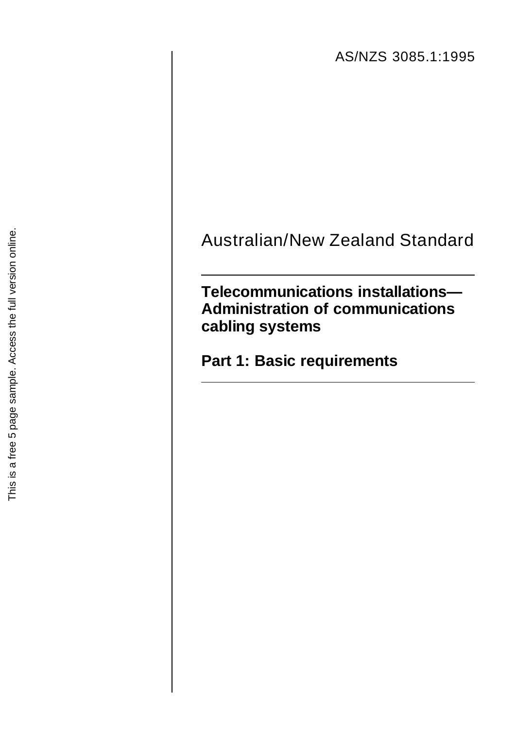AS/NZS 3085.1:1995

Australian/New Zealand Standard

# Telecommunications installations—Administration of communications cabling systems

## Part 1: Basic requirements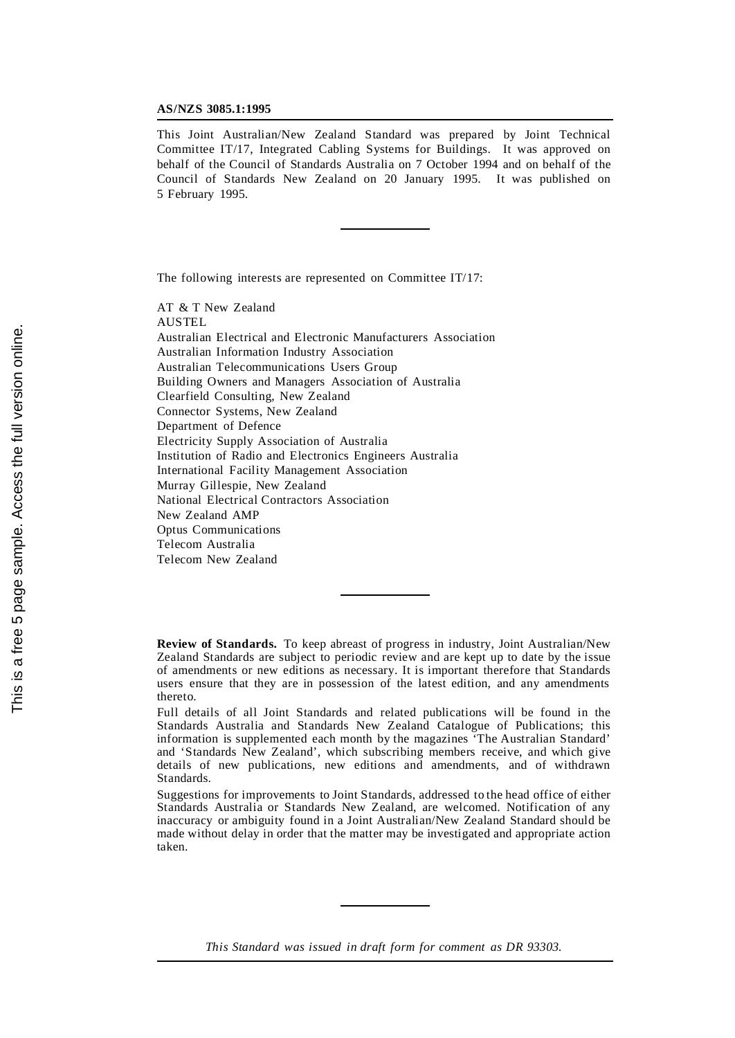**AS/NZS 3085.1:1995**

This Joint Australian/New Zealand Standard was prepared by Joint Technical Committee IT/17, Integrated Cabling Systems for Buildings. It was approved on behalf of the Council of Standards Australia on 7 October 1994 and on behalf of the Council of Standards New Zealand on 20 January 1995. It was published on 5 February 1995.

---

The following interests are represented on Committee IT/17:

AT & T New Zealand
AUSTEL
Australian Electrical and Electronic Manufacturers Association
Australian Information Industry Association
Australian Telecommunications Users Group
Building Owners and Managers Association of Australia
Clearfield Consulting, New Zealand
Connector Systems, New Zealand
Department of Defence
Electricity Supply Association of Australia
Institution of Radio and Electronics Engineers Australia
International Facility Management Association
Murray Gillespie, New Zealand
National Electrical Contractors Association
New Zealand AMP
Optus Communications
Telecom Australia
Telecom New Zealand

---

**Review of Standards.** To keep abreast of progress in industry, Joint Australian/New Zealand Standards are subject to periodic review and are kept up to date by the issue of amendments or new editions as necessary. It is important therefore that Standards users ensure that they are in possession of the latest edition, and any amendments thereto.

Full details of all Joint Standards and related publications will be found in the Standards Australia and Standards New Zealand Catalogue of Publications; this information is supplemented each month by the magazines 'The Australian Standard' and 'Standards New Zealand', which subscribing members receive, and which give details of new publications, new editions and amendments, and of withdrawn Standards.

Suggestions for improvements to Joint Standards, addressed to the head office of either Standards Australia or Standards New Zealand, are welcomed. Notification of any inaccuracy or ambiguity found in a Joint Australian/New Zealand Standard should be made without delay in order that the matter may be investigated and appropriate action taken.

---

*This Standard was issued in draft form for comment as DR 93303.*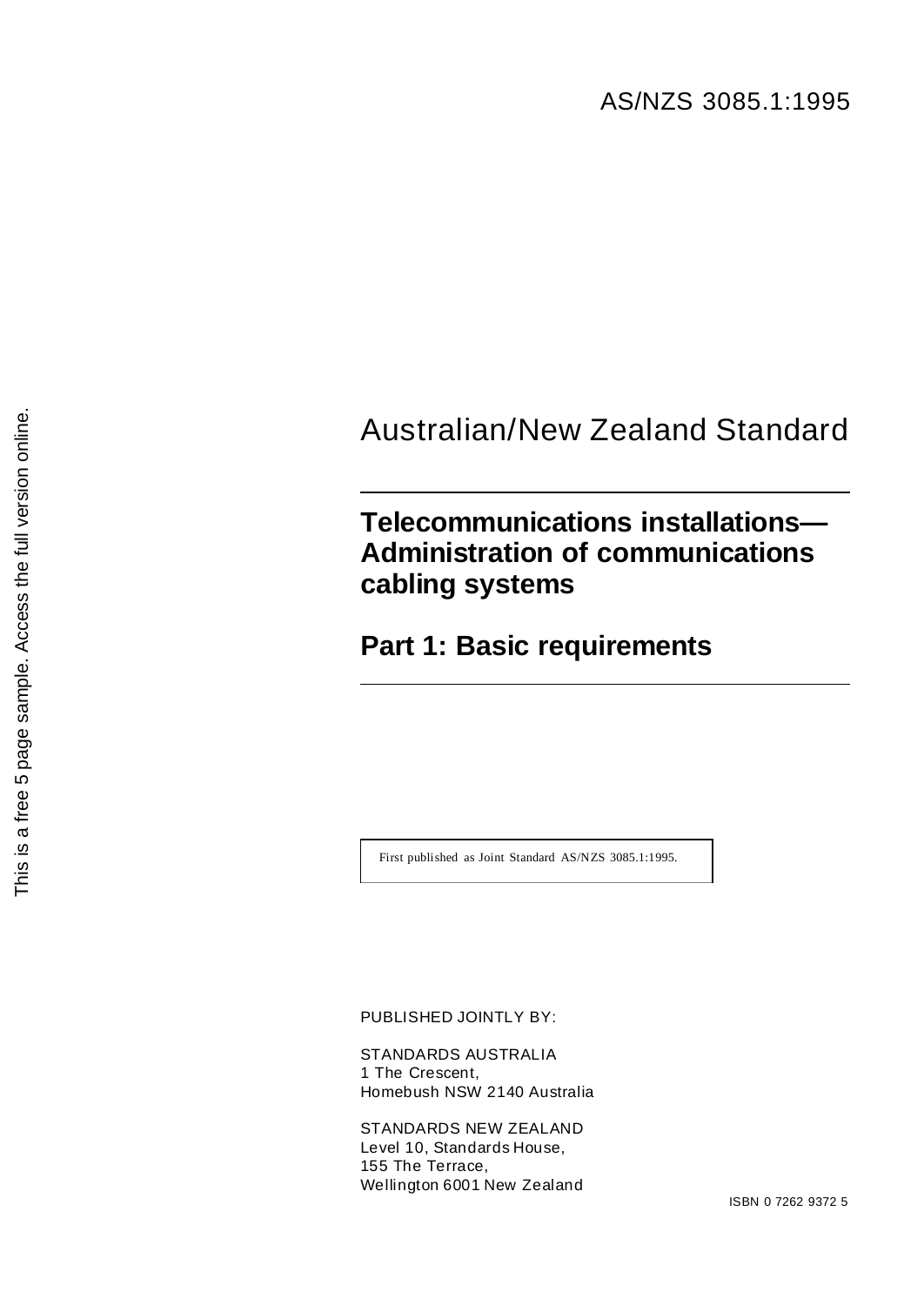AS/NZS 3085.1:1995

Australian/New Zealand Standard

# Telecommunications installations— Administration of communications cabling systems

## Part 1: Basic requirements

First published as Joint Standard AS/NZS 3085.1:1995.

PUBLISHED JOINTLY BY:

STANDARDS AUSTRALIA
1 The Crescent,
Homebush NSW 2140 Australia

STANDARDS NEW ZEALAND
Level 10, Standards House,
155 The Terrace,
Wellington 6001 New Zealand

ISBN 0 7262 9372 5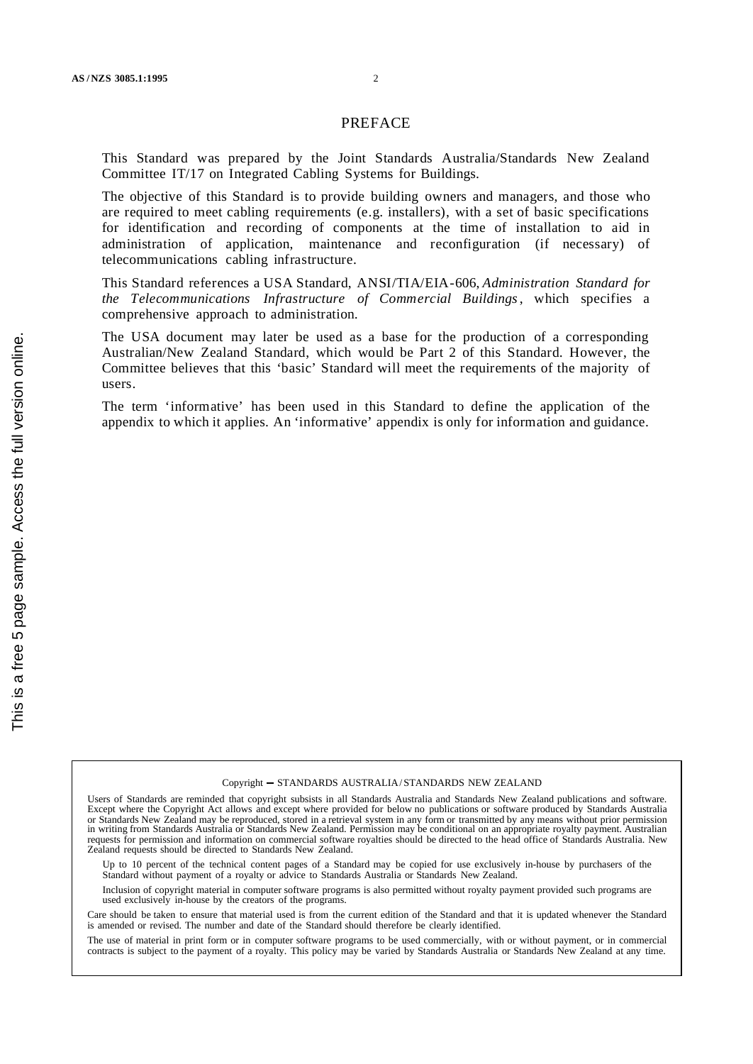# PREFACE

This Standard was prepared by the Joint Standards Australia/Standards New Zealand Committee IT/17 on Integrated Cabling Systems for Buildings.

The objective of this Standard is to provide building owners and managers, and those who are required to meet cabling requirements (e.g. installers), with a set of basic specifications for identification and recording of components at the time of installation to aid in administration of application, maintenance and reconfiguration (if necessary) of telecommunications cabling infrastructure.

This Standard references a USA Standard, ANSI/TIA/EIA-606, *Administration Standard for the Telecommunications Infrastructure of Commercial Buildings*, which specifies a comprehensive approach to administration.

The USA document may later be used as a base for the production of a corresponding Australian/New Zealand Standard, which would be Part 2 of this Standard. However, the Committee believes that this 'basic' Standard will meet the requirements of the majority of users.

The term 'informative' has been used in this Standard to define the application of the appendix to which it applies. An 'informative' appendix is only for information and guidance.

---

Copyright — STANDARDS AUSTRALIA / STANDARDS NEW ZEALAND

Users of Standards are reminded that copyright subsists in all Standards Australia and Standards New Zealand publications and software. Except where the Copyright Act allows and except where provided for below no publications or software produced by Standards Australia or Standards New Zealand may be reproduced, stored in a retrieval system in any form or transmitted by any means without prior permission in writing from Standards Australia or Standards New Zealand. Permission may be conditional on an appropriate royalty payment. Australian requests for permission and information on commercial software royalties should be directed to the head office of Standards Australia. New Zealand requests should be directed to Standards New Zealand.

Up to 10 percent of the technical content pages of a Standard may be copied for use exclusively in-house by purchasers of the Standard without payment of a royalty or advice to Standards Australia or Standards New Zealand.

Inclusion of copyright material in computer software programs is also permitted without royalty payment provided such programs are used exclusively in-house by the creators of the programs.

Care should be taken to ensure that material used is from the current edition of the Standard and that it is updated whenever the Standard is amended or revised. The number and date of the Standard should therefore be clearly identified.

The use of material in print form or in computer software programs to be used commercially, with or without payment, or in commercial contracts is subject to the payment of a royalty. This policy may be varied by Standards Australia or Standards New Zealand at any time.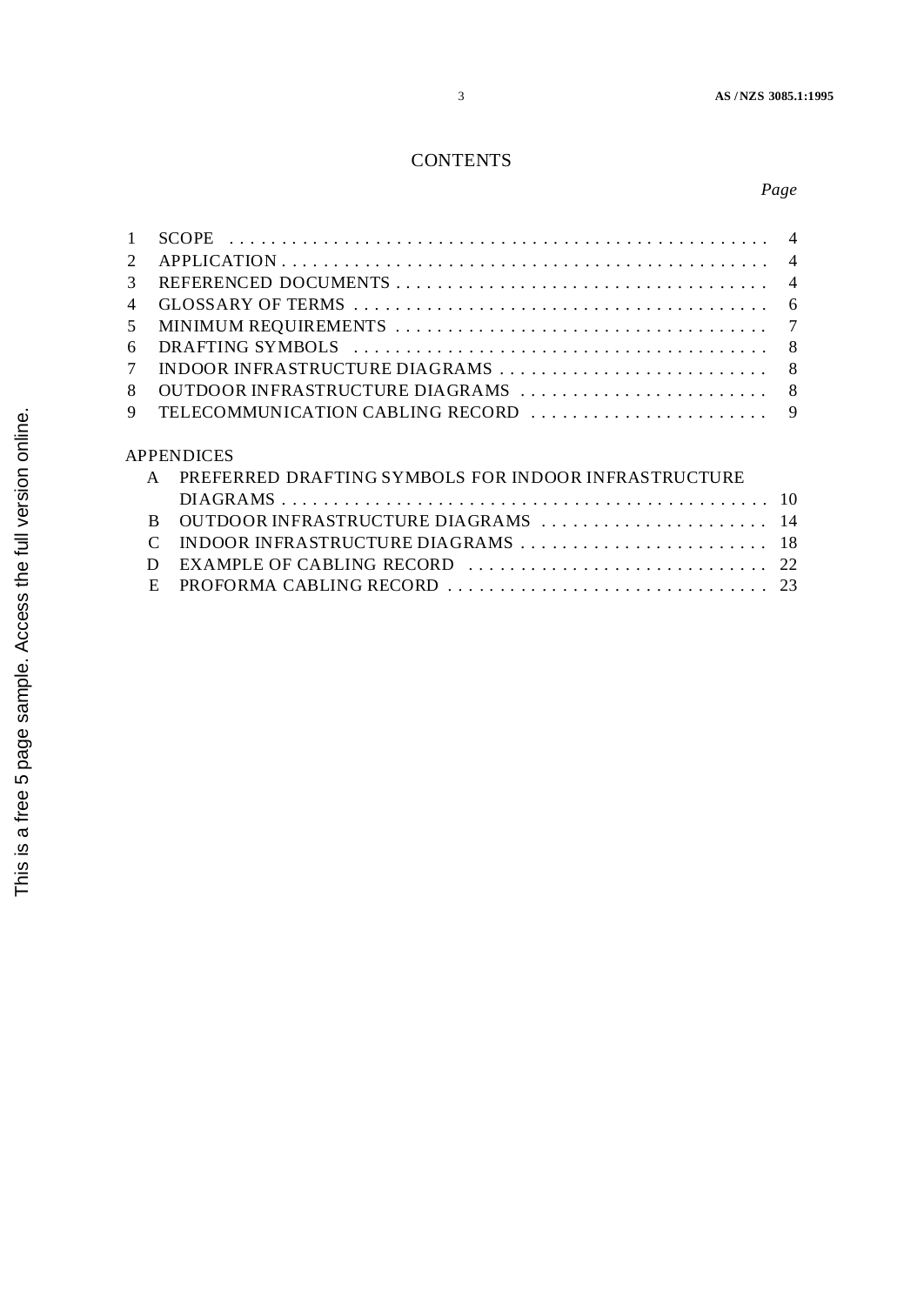# CONTENTS

| | | *Page* |
|---|---|---|
| 1 | SCOPE | 4 |
| 2 | APPLICATION | 4 |
| 3 | REFERENCED DOCUMENTS | 4 |
| 4 | GLOSSARY OF TERMS | 6 |
| 5 | MINIMUM REQUIREMENTS | 7 |
| 6 | DRAFTING SYMBOLS | 8 |
| 7 | INDOOR INFRASTRUCTURE DIAGRAMS | 8 |
| 8 | OUTDOOR INFRASTRUCTURE DIAGRAMS | 8 |
| 9 | TELECOMMUNICATION CABLING RECORD | 9 |

APPENDICES

| | | |
|---|---|---|
| A | PREFERRED DRAFTING SYMBOLS FOR INDOOR INFRASTRUCTURE DIAGRAMS | 10 |
| B | OUTDOOR INFRASTRUCTURE DIAGRAMS | 14 |
| C | INDOOR INFRASTRUCTURE DIAGRAMS | 18 |
| D | EXAMPLE OF CABLING RECORD | 22 |
| E | PROFORMA CABLING RECORD | 23 |